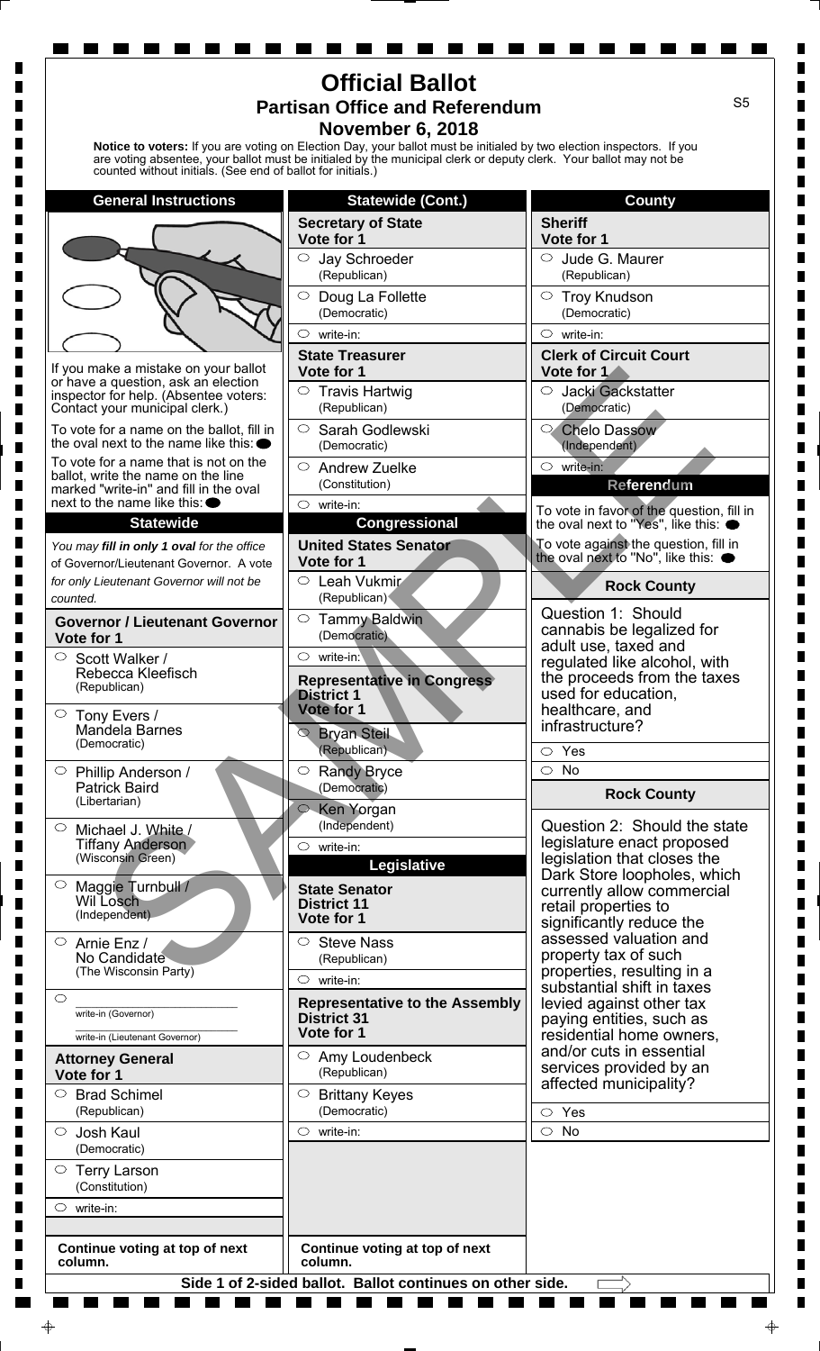# Official Ballot

## Partisan Office and Referendum

## November 6, 2018

S5

**Notice to voters:** If you are voting on Election Day, your ballot must be initialed by two election inspectors. If you are voting absentee, your ballot must be initialed by the municipal clerk or deputy clerk. Your ballot may not be counted without initials. (See end of ballot for initials.)

### General Instructions

If you make a mistake on your ballot or have a question, ask an election inspector for help. (Absentee voters: Contact your municipal clerk.)

To vote for a name on the ballot, fill in the oval next to the name like this: ●

To vote for a name that is not on the ballot, write the name on the line marked "write-in" and fill in the oval next to the name like this: ●

### Statewide

*You may **fill in only 1 oval** for the office of Governor/Lieutenant Governor. A vote for only Lieutenant Governor will not be counted.*

**Governor / Lieutenant Governor**
**Vote for 1**

- ○ Scott Walker / Rebecca Kleefisch (Republican)
- ○ Tony Evers / Mandela Barnes (Democratic)
- ○ Phillip Anderson / Patrick Baird (Libertarian)
- ○ Michael J. White / Tiffany Anderson (Wisconsin Green)
- ○ Maggie Turnbull / Wil Losch (Independent)
- ○ Arnie Enz / No Candidate (The Wisconsin Party)
- ○ ______________ write-in (Governor) ______________ write-in (Lieutenant Governor)

**Attorney General**
**Vote for 1**

- ○ Brad Schimel (Republican)
- ○ Josh Kaul (Democratic)
- ○ Terry Larson (Constitution)
- ○ write-in:

**Continue voting at top of next column.**

### Statewide (Cont.)

**Secretary of State**
**Vote for 1**

- ○ Jay Schroeder (Republican)
- ○ Doug La Follette (Democratic)
- ○ write-in:

**State Treasurer**
**Vote for 1**

- ○ Travis Hartwig (Republican)
- ○ Sarah Godlewski (Democratic)
- ○ Andrew Zuelke (Constitution)
- ○ write-in:

### Congressional

**United States Senator**
**Vote for 1**

- ○ Leah Vukmir (Republican)
- ○ Tammy Baldwin (Democratic)
- ○ write-in:

**Representative in Congress**
**District 1**
**Vote for 1**

- ○ Bryan Steil (Republican)
- ○ Randy Bryce (Democratic)
- ○ Ken Yorgan (Independent)
- ○ write-in:

### Legislative

**State Senator**
**District 11**
**Vote for 1**

- ○ Steve Nass (Republican)
- ○ write-in:

**Representative to the Assembly**
**District 31**
**Vote for 1**

- ○ Amy Loudenbeck (Republican)
- ○ Brittany Keyes (Democratic)
- ○ write-in:

**Continue voting at top of next column.**

### County

**Sheriff**
**Vote for 1**

- ○ Jude G. Maurer (Republican)
- ○ Troy Knudson (Democratic)
- ○ write-in:

**Clerk of Circuit Court**
**Vote for 1**

- ○ Jacki Gackstatter (Democratic)
- ○ Chelo Dassow (Independent)
- ○ write-in:

### Referendum

To vote in favor of the question, fill in the oval next to "Yes", like this: ●

To vote against the question, fill in the oval next to "No", like this: ●

**Rock County**

Question 1: Should cannabis be legalized for adult use, taxed and regulated like alcohol, with the proceeds from the taxes used for education, healthcare, and infrastructure?

- ○ Yes
- ○ No

**Rock County**

Question 2: Should the state legislature enact proposed legislation that closes the Dark Store loopholes, which currently allow commercial retail properties to significantly reduce the assessed valuation and property tax of such properties, resulting in a substantial shift in taxes levied against other tax paying entities, such as residential home owners, and/or cuts in essential services provided by an affected municipality?

- ○ Yes
- ○ No

**Side 1 of 2-sided ballot. Ballot continues on other side.**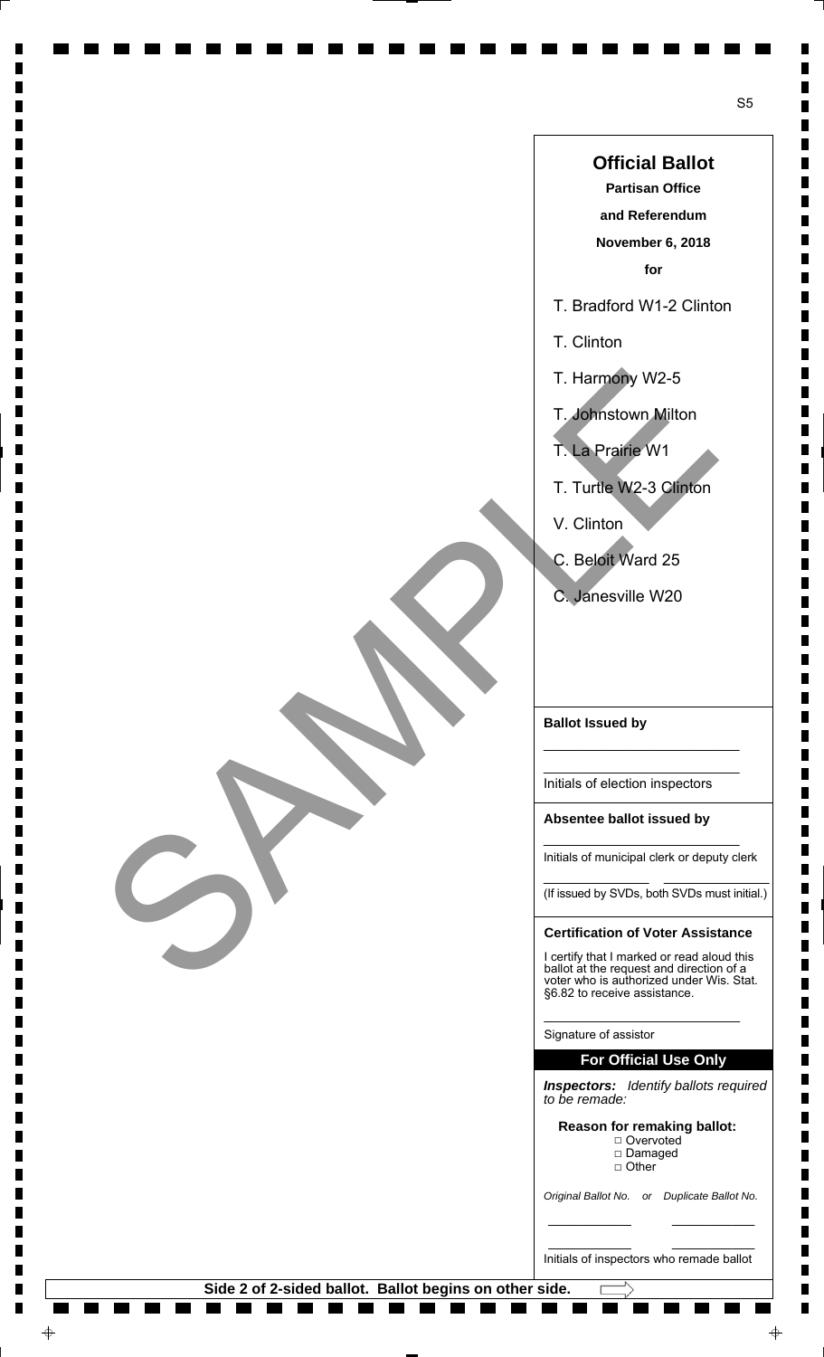S5

# Official Ballot

**Partisan Office**

**and Referendum**

**November 6, 2018**

**for**

T. Bradford W1-2 Clinton

T. Clinton

T. Harmony W2-5

T. Johnstown Milton

T. La Prairie W1

T. Turtle W2-3 Clinton

V. Clinton

C. Beloit Ward 25

C. Janesville W20

SAMPLE

**Ballot Issued by**

\_\_\_\_\_\_\_\_\_\_\_\_\_\_\_\_\_\_\_\_\_\_\_\_\_\_\_\_

\_\_\_\_\_\_\_\_\_\_\_\_\_\_\_\_\_\_\_\_\_\_\_\_\_\_\_\_

Initials of election inspectors

**Absentee ballot issued by**

\_\_\_\_\_\_\_\_\_\_\_\_\_\_\_\_\_\_\_\_\_\_\_\_\_\_\_\_

Initials of municipal clerk or deputy clerk

\_\_\_\_\_\_\_\_\_\_\_\_\_\_ \_\_\_\_\_\_\_\_\_\_\_\_\_\_

(If issued by SVDs, both SVDs must initial.)

**Certification of Voter Assistance**

I certify that I marked or read aloud this ballot at the request and direction of a voter who is authorized under Wis. Stat. §6.82 to receive assistance.

\_\_\_\_\_\_\_\_\_\_\_\_\_\_\_\_\_\_\_\_\_\_\_\_\_\_\_\_

Signature of assistor

**For Official Use Only**

***Inspectors:*** *Identify ballots required to be remade:*

**Reason for remaking ballot:**

- □ Overvoted
- □ Damaged
- □ Other

*Original Ballot No. or Duplicate Ballot No.*

\_\_\_\_\_\_\_\_\_\_\_\_ \_\_\_\_\_\_\_\_\_\_\_\_

\_\_\_\_\_\_\_\_\_\_\_\_ \_\_\_\_\_\_\_\_\_\_\_\_

Initials of inspectors who remade ballot

**Side 2 of 2-sided ballot. Ballot begins on other side.**